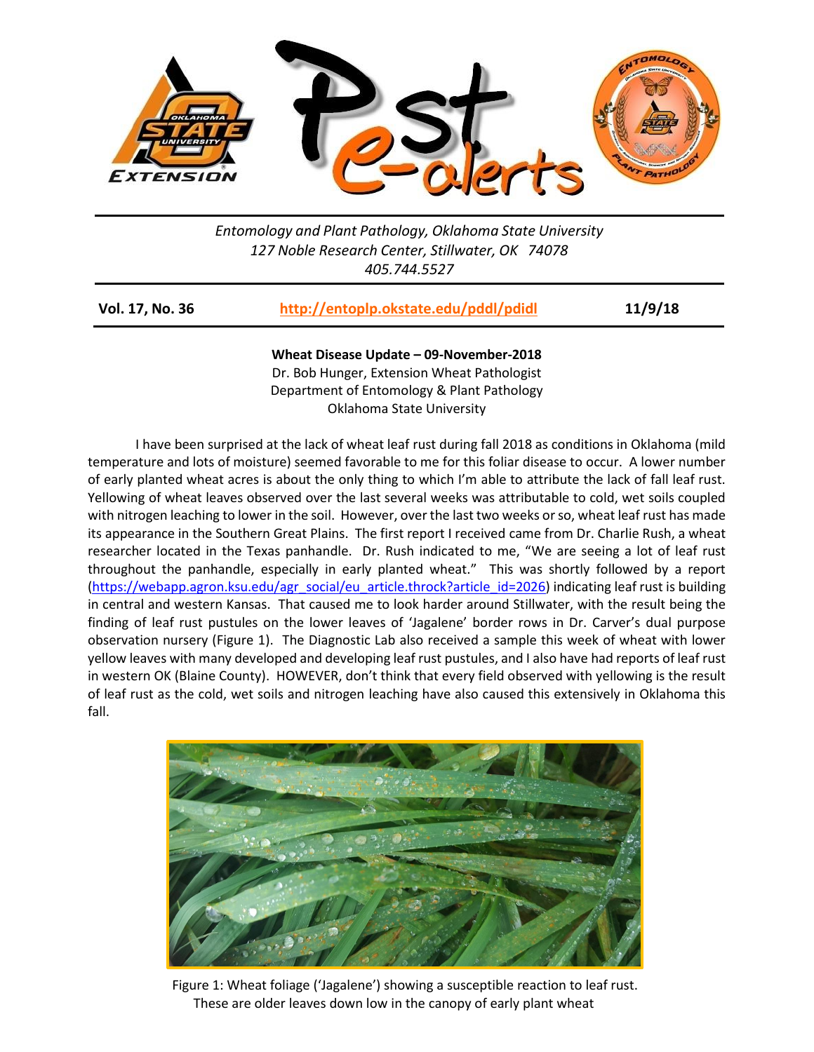*Entomology and Plant Pathology, Oklahoma State University*
*127 Noble Research Center, Stillwater, OK 74078*
*405.744.5527*

**Vol. 17, No. 36** | **http://entoplp.okstate.edu/pddl/pdidl** | **11/9/18**

**Wheat Disease Update – 09-November-2018**
Dr. Bob Hunger, Extension Wheat Pathologist
Department of Entomology & Plant Pathology
Oklahoma State University

I have been surprised at the lack of wheat leaf rust during fall 2018 as conditions in Oklahoma (mild temperature and lots of moisture) seemed favorable to me for this foliar disease to occur. A lower number of early planted wheat acres is about the only thing to which I'm able to attribute the lack of fall leaf rust. Yellowing of wheat leaves observed over the last several weeks was attributable to cold, wet soils coupled with nitrogen leaching to lower in the soil. However, over the last two weeks or so, wheat leaf rust has made its appearance in the Southern Great Plains. The first report I received came from Dr. Charlie Rush, a wheat researcher located in the Texas panhandle. Dr. Rush indicated to me, "We are seeing a lot of leaf rust throughout the panhandle, especially in early planted wheat." This was shortly followed by a report (https://webapp.agron.ksu.edu/agr_social/eu_article.throck?article_id=2026) indicating leaf rust is building in central and western Kansas. That caused me to look harder around Stillwater, with the result being the finding of leaf rust pustules on the lower leaves of 'Jagalene' border rows in Dr. Carver's dual purpose observation nursery (Figure 1). The Diagnostic Lab also received a sample this week of wheat with lower yellow leaves with many developed and developing leaf rust pustules, and I also have had reports of leaf rust in western OK (Blaine County). HOWEVER, don't think that every field observed with yellowing is the result of leaf rust as the cold, wet soils and nitrogen leaching have also caused this extensively in Oklahoma this fall.

Figure 1: Wheat foliage ('Jagalene') showing a susceptible reaction to leaf rust. These are older leaves down low in the canopy of early plant wheat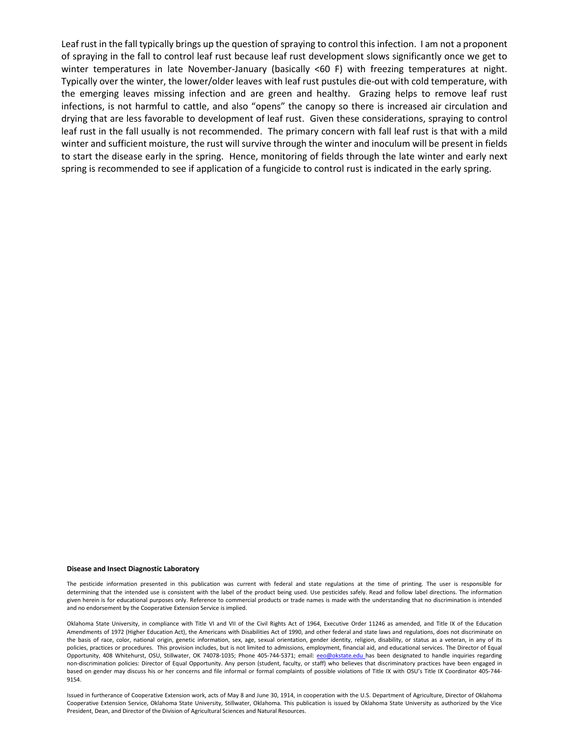Leaf rust in the fall typically brings up the question of spraying to control this infection. I am not a proponent of spraying in the fall to control leaf rust because leaf rust development slows significantly once we get to winter temperatures in late November-January (basically <60 F) with freezing temperatures at night. Typically over the winter, the lower/older leaves with leaf rust pustules die-out with cold temperature, with the emerging leaves missing infection and are green and healthy. Grazing helps to remove leaf rust infections, is not harmful to cattle, and also "opens" the canopy so there is increased air circulation and drying that are less favorable to development of leaf rust. Given these considerations, spraying to control leaf rust in the fall usually is not recommended. The primary concern with fall leaf rust is that with a mild winter and sufficient moisture, the rust will survive through the winter and inoculum will be present in fields to start the disease early in the spring. Hence, monitoring of fields through the late winter and early next spring is recommended to see if application of a fungicide to control rust is indicated in the early spring.

**Disease and Insect Diagnostic Laboratory**

The pesticide information presented in this publication was current with federal and state regulations at the time of printing. The user is responsible for determining that the intended use is consistent with the label of the product being used. Use pesticides safely. Read and follow label directions. The information given herein is for educational purposes only. Reference to commercial products or trade names is made with the understanding that no discrimination is intended and no endorsement by the Cooperative Extension Service is implied.

Oklahoma State University, in compliance with Title VI and VII of the Civil Rights Act of 1964, Executive Order 11246 as amended, and Title IX of the Education Amendments of 1972 (Higher Education Act), the Americans with Disabilities Act of 1990, and other federal and state laws and regulations, does not discriminate on the basis of race, color, national origin, genetic information, sex, age, sexual orientation, gender identity, religion, disability, or status as a veteran, in any of its policies, practices or procedures. This provision includes, but is not limited to admissions, employment, financial aid, and educational services. The Director of Equal Opportunity, 408 Whitehurst, OSU, Stillwater, OK 74078-1035; Phone 405-744-5371; email: eeo@okstate.edu has been designated to handle inquiries regarding non-discrimination policies: Director of Equal Opportunity. Any person (student, faculty, or staff) who believes that discriminatory practices have been engaged in based on gender may discuss his or her concerns and file informal or formal complaints of possible violations of Title IX with OSU's Title IX Coordinator 405-744-9154.

Issued in furtherance of Cooperative Extension work, acts of May 8 and June 30, 1914, in cooperation with the U.S. Department of Agriculture, Director of Oklahoma Cooperative Extension Service, Oklahoma State University, Stillwater, Oklahoma. This publication is issued by Oklahoma State University as authorized by the Vice President, Dean, and Director of the Division of Agricultural Sciences and Natural Resources.